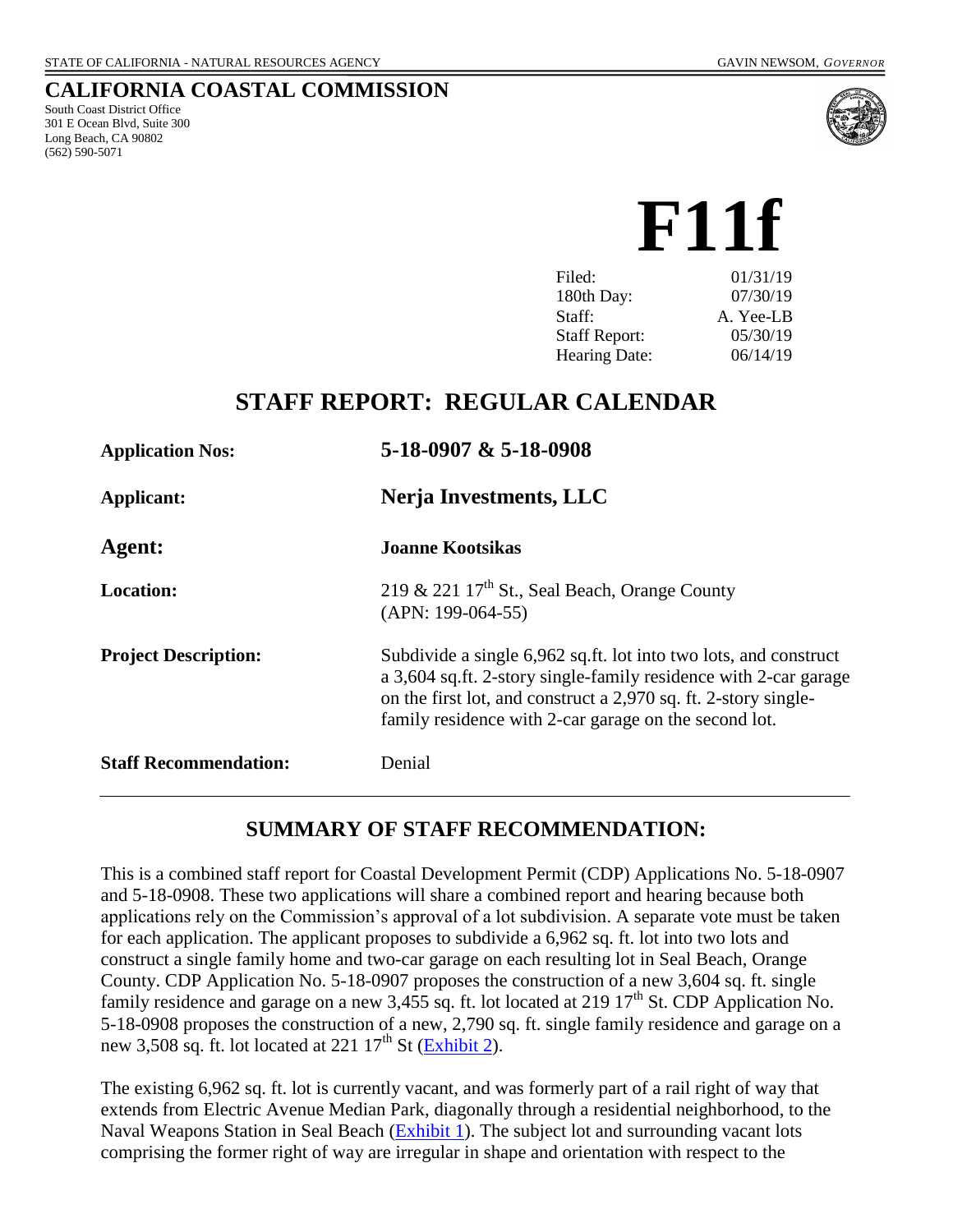STATE OF CALIFORNIA - NATURAL RESOURCES AGENCY GAVIN NEWSOM, *GOVERNOR*

# CALIFORNIA COASTAL COMMISSION

South Coast District Office
301 E Ocean Blvd, Suite 300
Long Beach, CA 90802
(562) 590-5071

# F11f

| | |
|---|---|
| Filed: | 01/31/19 |
| 180th Day: | 07/30/19 |
| Staff: | A. Yee-LB |
| Staff Report: | 05/30/19 |
| Hearing Date: | 06/14/19 |

## STAFF REPORT: REGULAR CALENDAR

| | |
|---|---|
| **Application Nos:** | **5-18-0907 & 5-18-0908** |
| **Applicant:** | **Nerja Investments, LLC** |
| **Agent:** | **Joanne Kootsikas** |
| **Location:** | 219 & 221 17th St., Seal Beach, Orange County (APN: 199-064-55) |
| **Project Description:** | Subdivide a single 6,962 sq.ft. lot into two lots, and construct a 3,604 sq.ft. 2-story single-family residence with 2-car garage on the first lot, and construct a 2,970 sq. ft. 2-story single-family residence with 2-car garage on the second lot. |
| **Staff Recommendation:** | Denial |

## SUMMARY OF STAFF RECOMMENDATION:

This is a combined staff report for Coastal Development Permit (CDP) Applications No. 5-18-0907 and 5-18-0908. These two applications will share a combined report and hearing because both applications rely on the Commission's approval of a lot subdivision. A separate vote must be taken for each application. The applicant proposes to subdivide a 6,962 sq. ft. lot into two lots and construct a single family home and two-car garage on each resulting lot in Seal Beach, Orange County. CDP Application No. 5-18-0907 proposes the construction of a new 3,604 sq. ft. single family residence and garage on a new 3,455 sq. ft. lot located at 219 17th St. CDP Application No. 5-18-0908 proposes the construction of a new, 2,790 sq. ft. single family residence and garage on a new 3,508 sq. ft. lot located at 221 17th St (Exhibit 2).

The existing 6,962 sq. ft. lot is currently vacant, and was formerly part of a rail right of way that extends from Electric Avenue Median Park, diagonally through a residential neighborhood, to the Naval Weapons Station in Seal Beach (Exhibit 1). The subject lot and surrounding vacant lots comprising the former right of way are irregular in shape and orientation with respect to the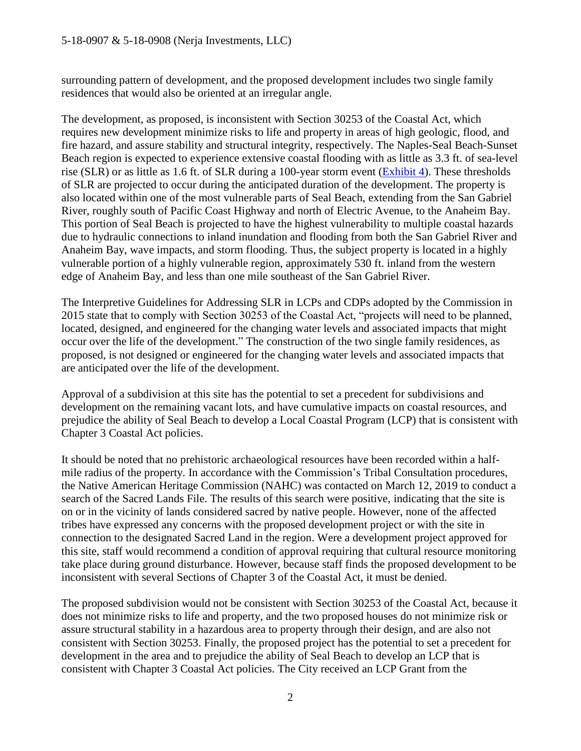surrounding pattern of development, and the proposed development includes two single family residences that would also be oriented at an irregular angle.

The development, as proposed, is inconsistent with Section 30253 of the Coastal Act, which requires new development minimize risks to life and property in areas of high geologic, flood, and fire hazard, and assure stability and structural integrity, respectively. The Naples-Seal Beach-Sunset Beach region is expected to experience extensive coastal flooding with as little as 3.3 ft. of sea-level rise (SLR) or as little as 1.6 ft. of SLR during a 100-year storm event (Exhibit 4). These thresholds of SLR are projected to occur during the anticipated duration of the development. The property is also located within one of the most vulnerable parts of Seal Beach, extending from the San Gabriel River, roughly south of Pacific Coast Highway and north of Electric Avenue, to the Anaheim Bay. This portion of Seal Beach is projected to have the highest vulnerability to multiple coastal hazards due to hydraulic connections to inland inundation and flooding from both the San Gabriel River and Anaheim Bay, wave impacts, and storm flooding. Thus, the subject property is located in a highly vulnerable portion of a highly vulnerable region, approximately 530 ft. inland from the western edge of Anaheim Bay, and less than one mile southeast of the San Gabriel River.

The Interpretive Guidelines for Addressing SLR in LCPs and CDPs adopted by the Commission in 2015 state that to comply with Section 30253 of the Coastal Act, "projects will need to be planned, located, designed, and engineered for the changing water levels and associated impacts that might occur over the life of the development." The construction of the two single family residences, as proposed, is not designed or engineered for the changing water levels and associated impacts that are anticipated over the life of the development.

Approval of a subdivision at this site has the potential to set a precedent for subdivisions and development on the remaining vacant lots, and have cumulative impacts on coastal resources, and prejudice the ability of Seal Beach to develop a Local Coastal Program (LCP) that is consistent with Chapter 3 Coastal Act policies.

It should be noted that no prehistoric archaeological resources have been recorded within a half-mile radius of the property. In accordance with the Commission's Tribal Consultation procedures, the Native American Heritage Commission (NAHC) was contacted on March 12, 2019 to conduct a search of the Sacred Lands File. The results of this search were positive, indicating that the site is on or in the vicinity of lands considered sacred by native people. However, none of the affected tribes have expressed any concerns with the proposed development project or with the site in connection to the designated Sacred Land in the region. Were a development project approved for this site, staff would recommend a condition of approval requiring that cultural resource monitoring take place during ground disturbance. However, because staff finds the proposed development to be inconsistent with several Sections of Chapter 3 of the Coastal Act, it must be denied.

The proposed subdivision would not be consistent with Section 30253 of the Coastal Act, because it does not minimize risks to life and property, and the two proposed houses do not minimize risk or assure structural stability in a hazardous area to property through their design, and are also not consistent with Section 30253. Finally, the proposed project has the potential to set a precedent for development in the area and to prejudice the ability of Seal Beach to develop an LCP that is consistent with Chapter 3 Coastal Act policies. The City received an LCP Grant from the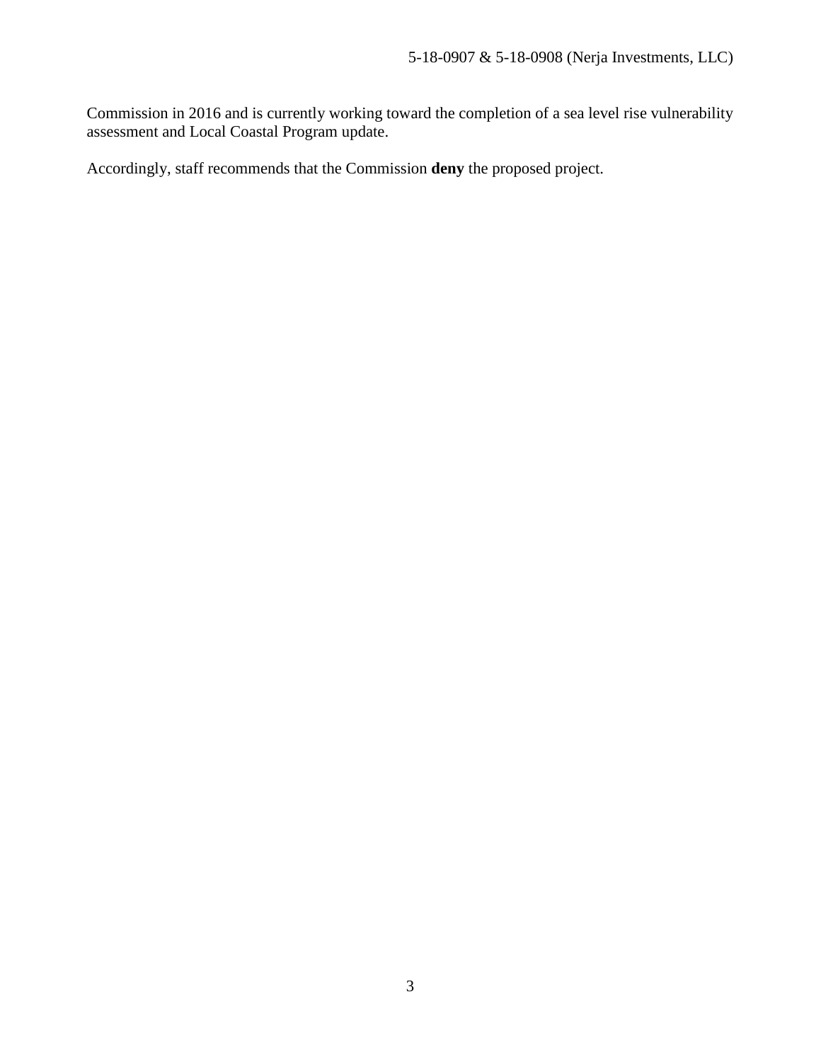Commission in 2016 and is currently working toward the completion of a sea level rise vulnerability assessment and Local Coastal Program update.

Accordingly, staff recommends that the Commission **deny** the proposed project.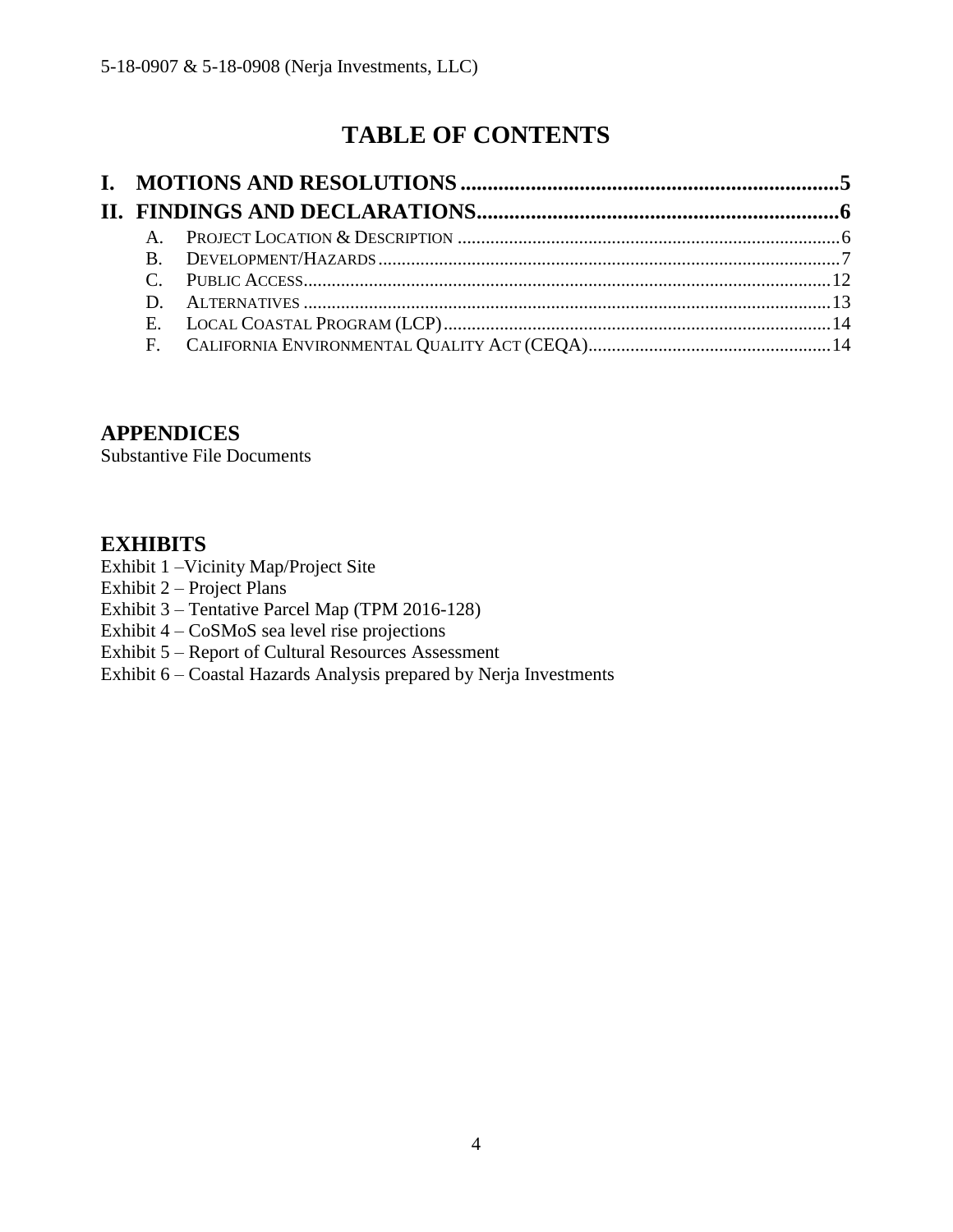# TABLE OF CONTENTS

**I. MOTIONS AND RESOLUTIONS ........................................................................ 5**

**II. FINDINGS AND DECLARATIONS ................................................................... 6**

- A. PROJECT LOCATION & DESCRIPTION ........................................................................ 6
- B. DEVELOPMENT/HAZARDS ................................................................................................ 7
- C. PUBLIC ACCESS ............................................................................................................... 12
- D. ALTERNATIVES ................................................................................................................ 13
- E. LOCAL COASTAL PROGRAM (LCP) ............................................................................... 14
- F. CALIFORNIA ENVIRONMENTAL QUALITY ACT (CEQA) ............................................. 14

## APPENDICES

Substantive File Documents

## EXHIBITS

Exhibit 1 –Vicinity Map/Project Site
Exhibit 2 – Project Plans
Exhibit 3 – Tentative Parcel Map (TPM 2016-128)
Exhibit 4 – CoSMoS sea level rise projections
Exhibit 5 – Report of Cultural Resources Assessment
Exhibit 6 – Coastal Hazards Analysis prepared by Nerja Investments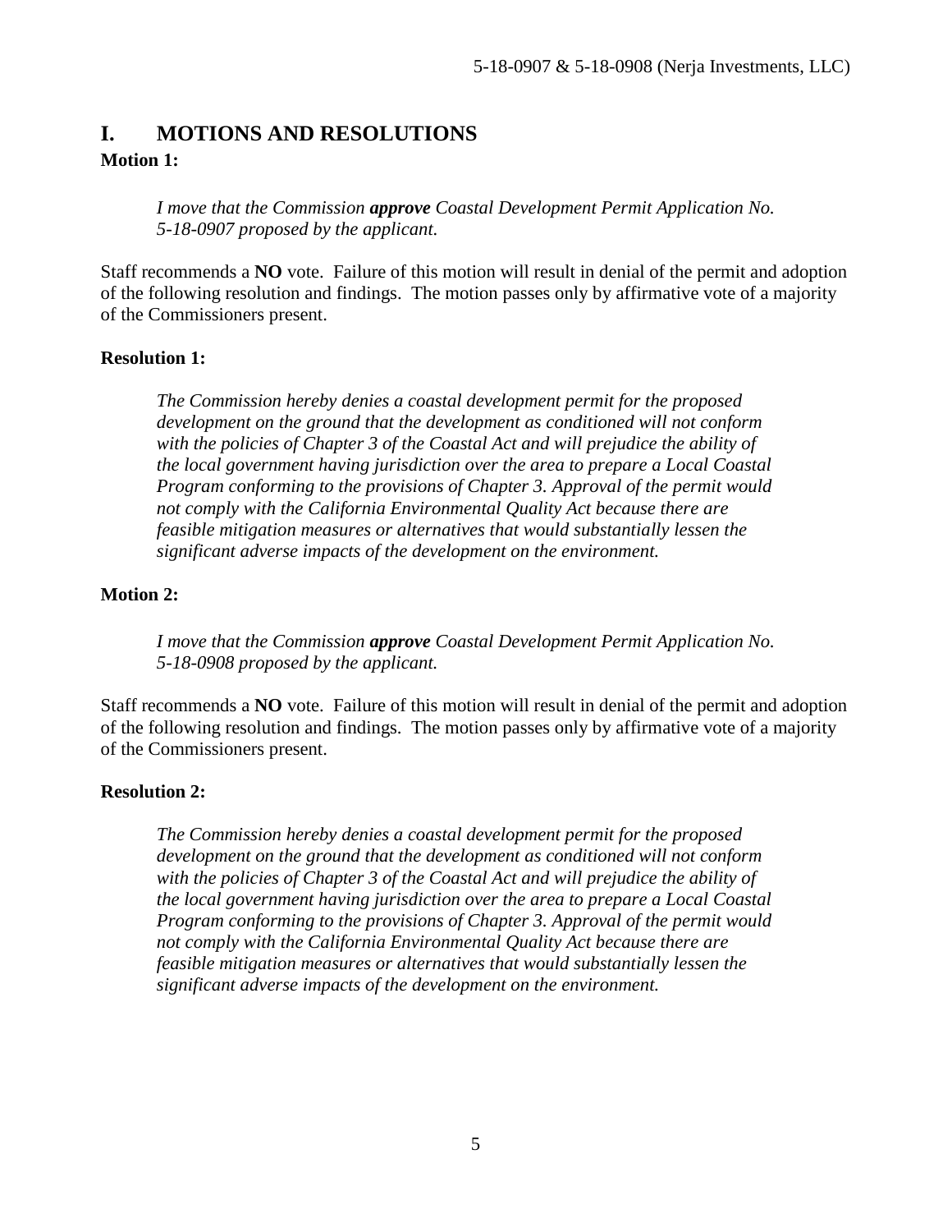# I. MOTIONS AND RESOLUTIONS

**Motion 1:**

> *I move that the Commission **approve** Coastal Development Permit Application No. 5-18-0907 proposed by the applicant.*

Staff recommends a **NO** vote. Failure of this motion will result in denial of the permit and adoption of the following resolution and findings. The motion passes only by affirmative vote of a majority of the Commissioners present.

**Resolution 1:**

> *The Commission hereby denies a coastal development permit for the proposed development on the ground that the development as conditioned will not conform with the policies of Chapter 3 of the Coastal Act and will prejudice the ability of the local government having jurisdiction over the area to prepare a Local Coastal Program conforming to the provisions of Chapter 3. Approval of the permit would not comply with the California Environmental Quality Act because there are feasible mitigation measures or alternatives that would substantially lessen the significant adverse impacts of the development on the environment.*

**Motion 2:**

> *I move that the Commission **approve** Coastal Development Permit Application No. 5-18-0908 proposed by the applicant.*

Staff recommends a **NO** vote. Failure of this motion will result in denial of the permit and adoption of the following resolution and findings. The motion passes only by affirmative vote of a majority of the Commissioners present.

**Resolution 2:**

> *The Commission hereby denies a coastal development permit for the proposed development on the ground that the development as conditioned will not conform with the policies of Chapter 3 of the Coastal Act and will prejudice the ability of the local government having jurisdiction over the area to prepare a Local Coastal Program conforming to the provisions of Chapter 3. Approval of the permit would not comply with the California Environmental Quality Act because there are feasible mitigation measures or alternatives that would substantially lessen the significant adverse impacts of the development on the environment.*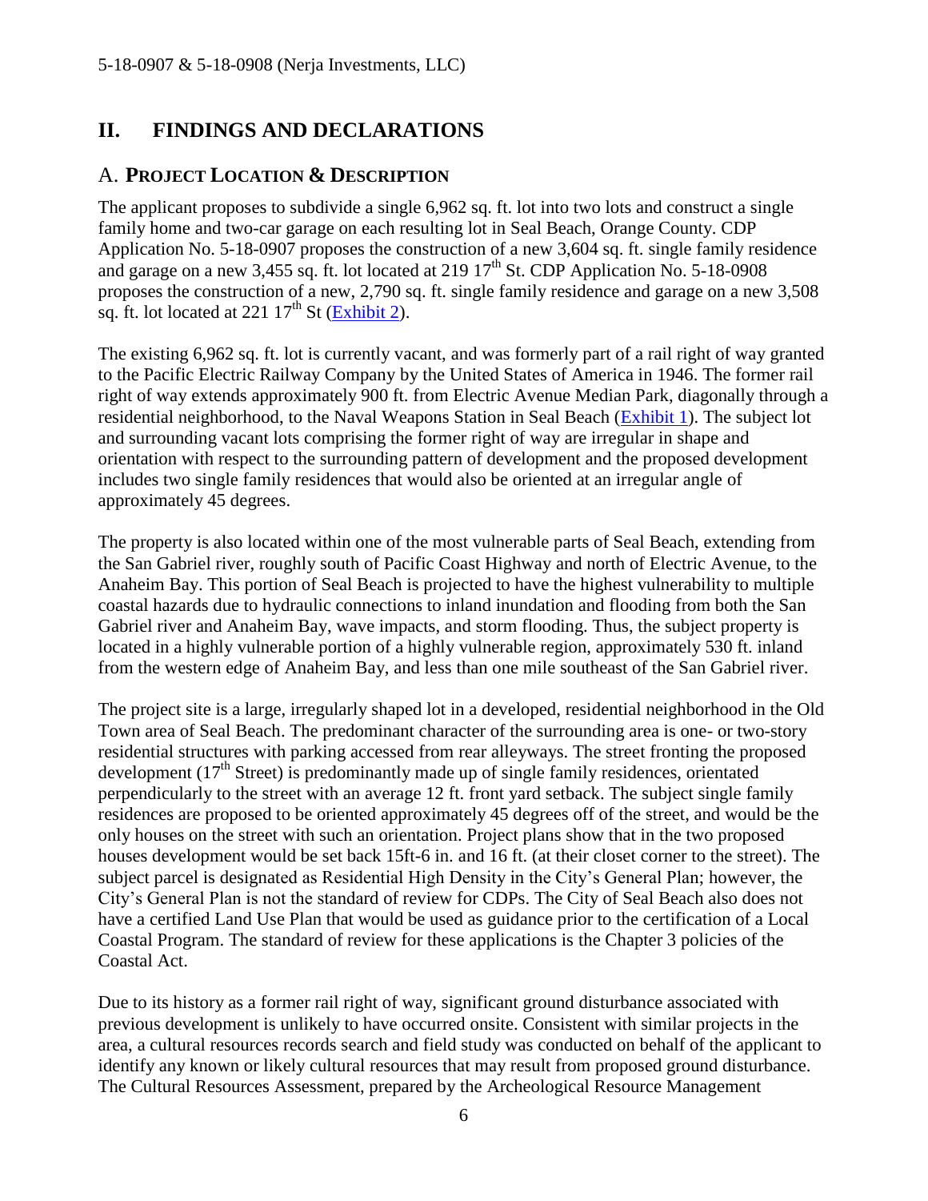## II. FINDINGS AND DECLARATIONS

### A. PROJECT LOCATION & DESCRIPTION

The applicant proposes to subdivide a single 6,962 sq. ft. lot into two lots and construct a single family home and two-car garage on each resulting lot in Seal Beach, Orange County. CDP Application No. 5-18-0907 proposes the construction of a new 3,604 sq. ft. single family residence and garage on a new 3,455 sq. ft. lot located at 219 17th St. CDP Application No. 5-18-0908 proposes the construction of a new, 2,790 sq. ft. single family residence and garage on a new 3,508 sq. ft. lot located at 221 17th St (Exhibit 2).

The existing 6,962 sq. ft. lot is currently vacant, and was formerly part of a rail right of way granted to the Pacific Electric Railway Company by the United States of America in 1946. The former rail right of way extends approximately 900 ft. from Electric Avenue Median Park, diagonally through a residential neighborhood, to the Naval Weapons Station in Seal Beach (Exhibit 1). The subject lot and surrounding vacant lots comprising the former right of way are irregular in shape and orientation with respect to the surrounding pattern of development and the proposed development includes two single family residences that would also be oriented at an irregular angle of approximately 45 degrees.

The property is also located within one of the most vulnerable parts of Seal Beach, extending from the San Gabriel river, roughly south of Pacific Coast Highway and north of Electric Avenue, to the Anaheim Bay. This portion of Seal Beach is projected to have the highest vulnerability to multiple coastal hazards due to hydraulic connections to inland inundation and flooding from both the San Gabriel river and Anaheim Bay, wave impacts, and storm flooding. Thus, the subject property is located in a highly vulnerable portion of a highly vulnerable region, approximately 530 ft. inland from the western edge of Anaheim Bay, and less than one mile southeast of the San Gabriel river.

The project site is a large, irregularly shaped lot in a developed, residential neighborhood in the Old Town area of Seal Beach. The predominant character of the surrounding area is one- or two-story residential structures with parking accessed from rear alleyways. The street fronting the proposed development (17th Street) is predominantly made up of single family residences, orientated perpendicularly to the street with an average 12 ft. front yard setback. The subject single family residences are proposed to be oriented approximately 45 degrees off of the street, and would be the only houses on the street with such an orientation. Project plans show that in the two proposed houses development would be set back 15ft-6 in. and 16 ft. (at their closet corner to the street). The subject parcel is designated as Residential High Density in the City's General Plan; however, the City's General Plan is not the standard of review for CDPs. The City of Seal Beach also does not have a certified Land Use Plan that would be used as guidance prior to the certification of a Local Coastal Program. The standard of review for these applications is the Chapter 3 policies of the Coastal Act.

Due to its history as a former rail right of way, significant ground disturbance associated with previous development is unlikely to have occurred onsite. Consistent with similar projects in the area, a cultural resources records search and field study was conducted on behalf of the applicant to identify any known or likely cultural resources that may result from proposed ground disturbance. The Cultural Resources Assessment, prepared by the Archeological Resource Management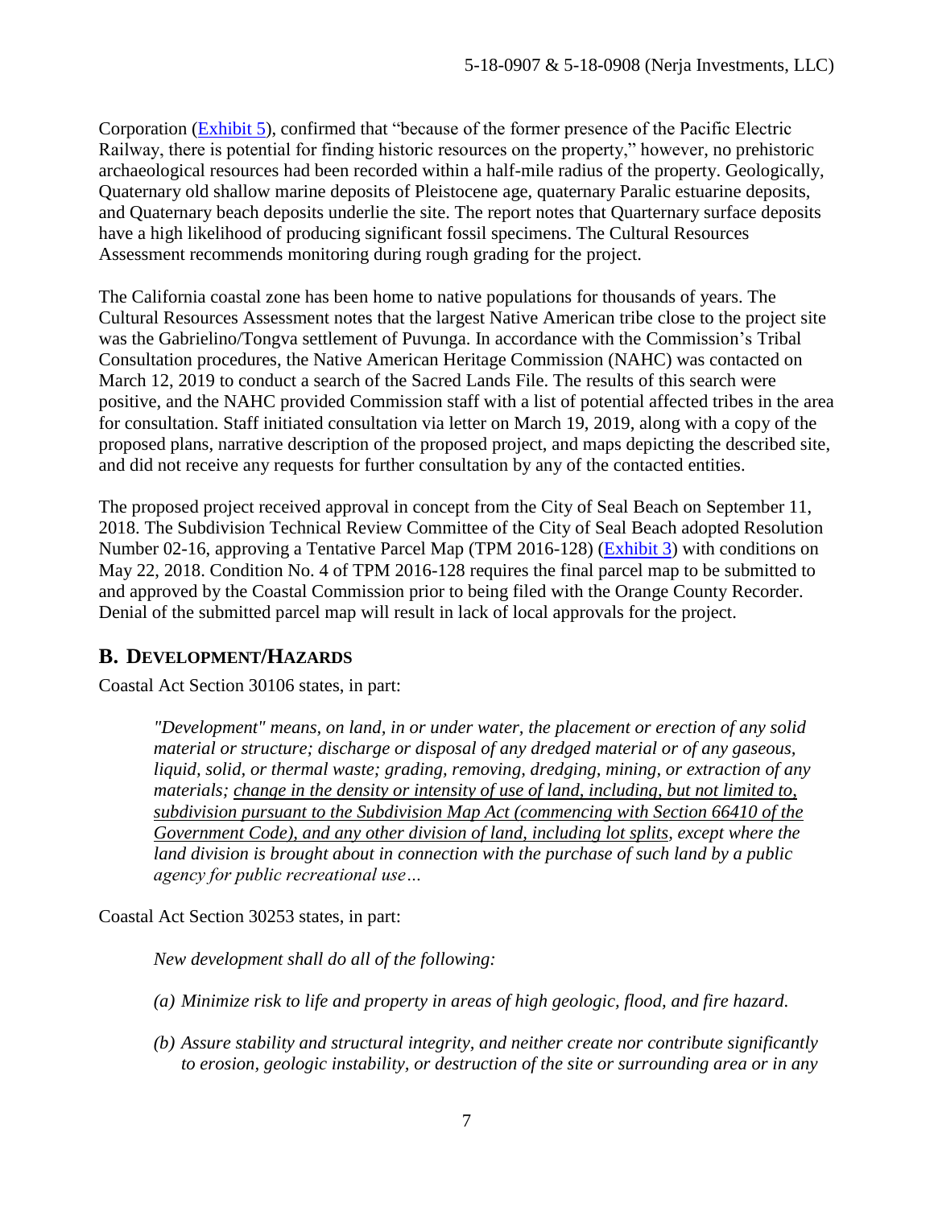Corporation ([Exhibit 5]), confirmed that "because of the former presence of the Pacific Electric Railway, there is potential for finding historic resources on the property," however, no prehistoric archaeological resources had been recorded within a half-mile radius of the property. Geologically, Quaternary old shallow marine deposits of Pleistocene age, quaternary Paralic estuarine deposits, and Quaternary beach deposits underlie the site. The report notes that Quarternary surface deposits have a high likelihood of producing significant fossil specimens. The Cultural Resources Assessment recommends monitoring during rough grading for the project.

The California coastal zone has been home to native populations for thousands of years. The Cultural Resources Assessment notes that the largest Native American tribe close to the project site was the Gabrielino/Tongva settlement of Puvunga. In accordance with the Commission's Tribal Consultation procedures, the Native American Heritage Commission (NAHC) was contacted on March 12, 2019 to conduct a search of the Sacred Lands File. The results of this search were positive, and the NAHC provided Commission staff with a list of potential affected tribes in the area for consultation. Staff initiated consultation via letter on March 19, 2019, along with a copy of the proposed plans, narrative description of the proposed project, and maps depicting the described site, and did not receive any requests for further consultation by any of the contacted entities.

The proposed project received approval in concept from the City of Seal Beach on September 11, 2018. The Subdivision Technical Review Committee of the City of Seal Beach adopted Resolution Number 02-16, approving a Tentative Parcel Map (TPM 2016-128) ([Exhibit 3]) with conditions on May 22, 2018. Condition No. 4 of TPM 2016-128 requires the final parcel map to be submitted to and approved by the Coastal Commission prior to being filed with the Orange County Recorder. Denial of the submitted parcel map will result in lack of local approvals for the project.

## B. Development/Hazards

Coastal Act Section 30106 states, in part:

> *"Development" means, on land, in or under water, the placement or erection of any solid material or structure; discharge or disposal of any dredged material or of any gaseous, liquid, solid, or thermal waste; grading, removing, dredging, mining, or extraction of any materials; <u>change in the density or intensity of use of land, including, but not limited to, subdivision pursuant to the Subdivision Map Act (commencing with Section 66410 of the Government Code), and any other division of land, including lot splits</u>, except where the land division is brought about in connection with the purchase of such land by a public agency for public recreational use…*

Coastal Act Section 30253 states, in part:

> *New development shall do all of the following:*
>
> *(a) Minimize risk to life and property in areas of high geologic, flood, and fire hazard.*
>
> *(b) Assure stability and structural integrity, and neither create nor contribute significantly to erosion, geologic instability, or destruction of the site or surrounding area or in any*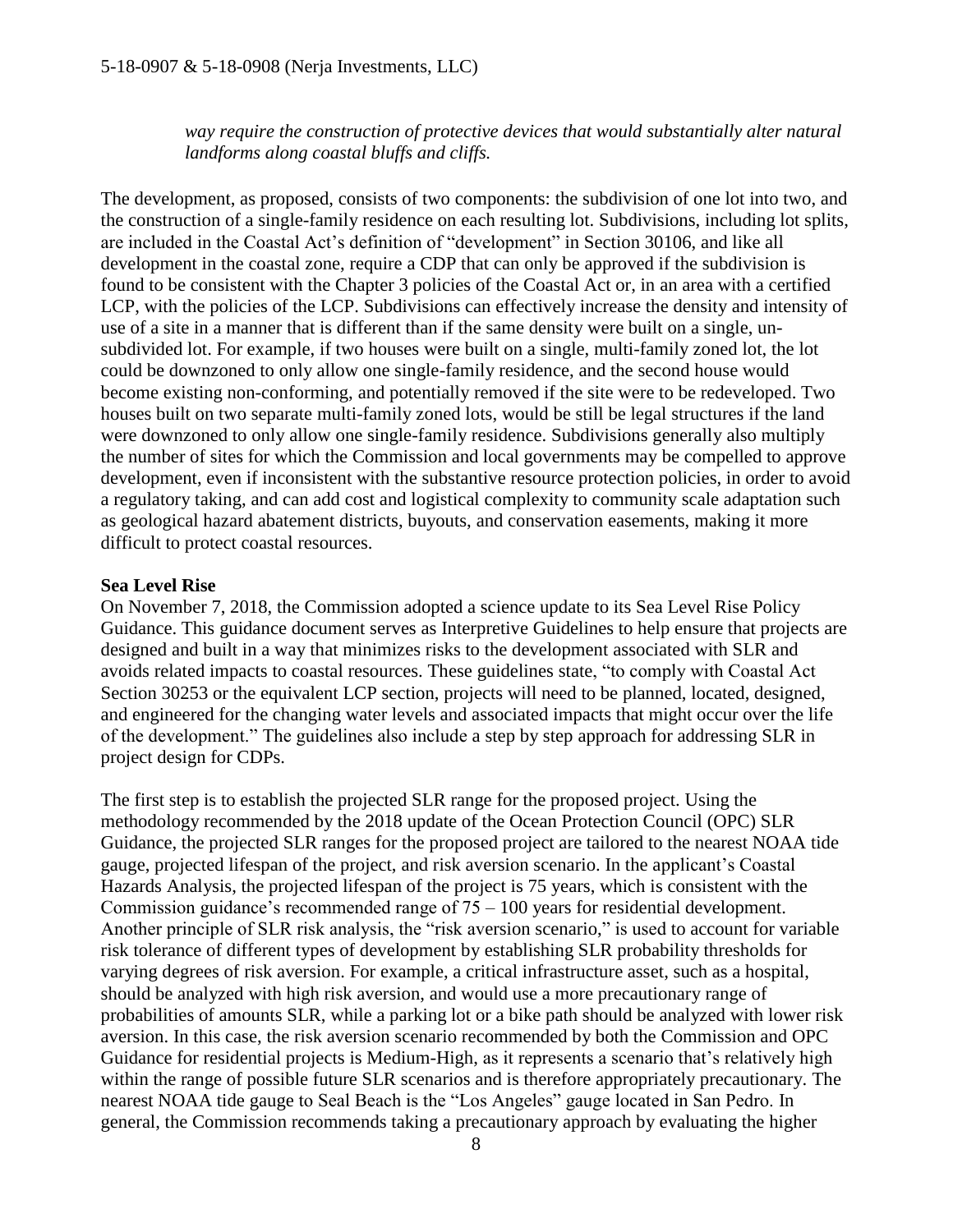*way require the construction of protective devices that would substantially alter natural landforms along coastal bluffs and cliffs.*

The development, as proposed, consists of two components: the subdivision of one lot into two, and the construction of a single-family residence on each resulting lot. Subdivisions, including lot splits, are included in the Coastal Act's definition of "development" in Section 30106, and like all development in the coastal zone, require a CDP that can only be approved if the subdivision is found to be consistent with the Chapter 3 policies of the Coastal Act or, in an area with a certified LCP, with the policies of the LCP. Subdivisions can effectively increase the density and intensity of use of a site in a manner that is different than if the same density were built on a single, un-subdivided lot. For example, if two houses were built on a single, multi-family zoned lot, the lot could be downzoned to only allow one single-family residence, and the second house would become existing non-conforming, and potentially removed if the site were to be redeveloped. Two houses built on two separate multi-family zoned lots, would be still be legal structures if the land were downzoned to only allow one single-family residence. Subdivisions generally also multiply the number of sites for which the Commission and local governments may be compelled to approve development, even if inconsistent with the substantive resource protection policies, in order to avoid a regulatory taking, and can add cost and logistical complexity to community scale adaptation such as geological hazard abatement districts, buyouts, and conservation easements, making it more difficult to protect coastal resources.

**Sea Level Rise**

On November 7, 2018, the Commission adopted a science update to its Sea Level Rise Policy Guidance. This guidance document serves as Interpretive Guidelines to help ensure that projects are designed and built in a way that minimizes risks to the development associated with SLR and avoids related impacts to coastal resources. These guidelines state, "to comply with Coastal Act Section 30253 or the equivalent LCP section, projects will need to be planned, located, designed, and engineered for the changing water levels and associated impacts that might occur over the life of the development." The guidelines also include a step by step approach for addressing SLR in project design for CDPs.

The first step is to establish the projected SLR range for the proposed project. Using the methodology recommended by the 2018 update of the Ocean Protection Council (OPC) SLR Guidance, the projected SLR ranges for the proposed project are tailored to the nearest NOAA tide gauge, projected lifespan of the project, and risk aversion scenario. In the applicant's Coastal Hazards Analysis, the projected lifespan of the project is 75 years, which is consistent with the Commission guidance's recommended range of 75 – 100 years for residential development. Another principle of SLR risk analysis, the "risk aversion scenario," is used to account for variable risk tolerance of different types of development by establishing SLR probability thresholds for varying degrees of risk aversion. For example, a critical infrastructure asset, such as a hospital, should be analyzed with high risk aversion, and would use a more precautionary range of probabilities of amounts SLR, while a parking lot or a bike path should be analyzed with lower risk aversion. In this case, the risk aversion scenario recommended by both the Commission and OPC Guidance for residential projects is Medium-High, as it represents a scenario that's relatively high within the range of possible future SLR scenarios and is therefore appropriately precautionary. The nearest NOAA tide gauge to Seal Beach is the "Los Angeles" gauge located in San Pedro. In general, the Commission recommends taking a precautionary approach by evaluating the higher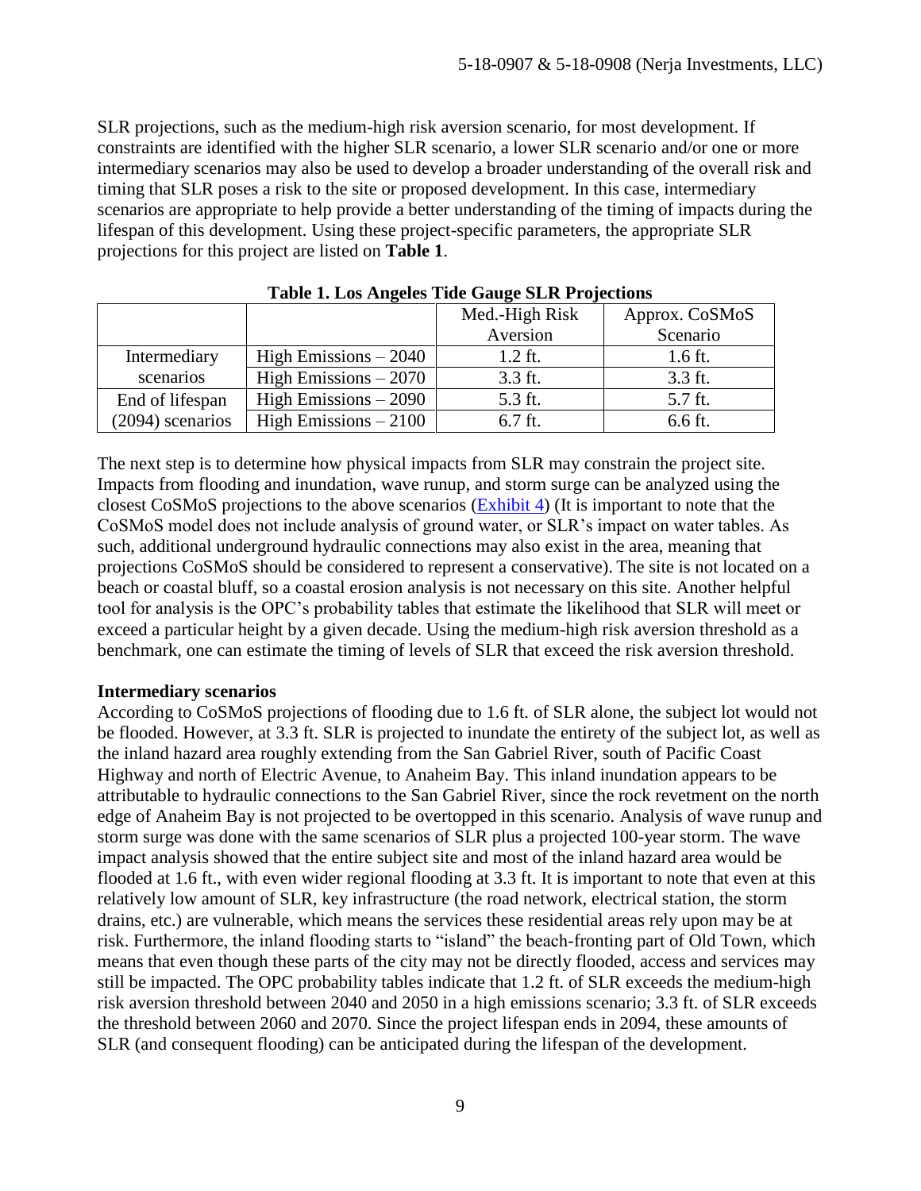SLR projections, such as the medium-high risk aversion scenario, for most development. If constraints are identified with the higher SLR scenario, a lower SLR scenario and/or one or more intermediary scenarios may also be used to develop a broader understanding of the overall risk and timing that SLR poses a risk to the site or proposed development. In this case, intermediary scenarios are appropriate to help provide a better understanding of the timing of impacts during the lifespan of this development. Using these project-specific parameters, the appropriate SLR projections for this project are listed on **Table 1**.

**Table 1. Los Angeles Tide Gauge SLR Projections**

| | | Med.-High Risk Aversion | Approx. CoSMoS Scenario |
|---|---|---|---|
| Intermediary scenarios | High Emissions – 2040 | 1.2 ft. | 1.6 ft. |
| | High Emissions – 2070 | 3.3 ft. | 3.3 ft. |
| End of lifespan (2094) scenarios | High Emissions – 2090 | 5.3 ft. | 5.7 ft. |
| | High Emissions – 2100 | 6.7 ft. | 6.6 ft. |

The next step is to determine how physical impacts from SLR may constrain the project site. Impacts from flooding and inundation, wave runup, and storm surge can be analyzed using the closest CoSMoS projections to the above scenarios (Exhibit 4) (It is important to note that the CoSMoS model does not include analysis of ground water, or SLR's impact on water tables. As such, additional underground hydraulic connections may also exist in the area, meaning that projections CoSMoS should be considered to represent a conservative). The site is not located on a beach or coastal bluff, so a coastal erosion analysis is not necessary on this site. Another helpful tool for analysis is the OPC's probability tables that estimate the likelihood that SLR will meet or exceed a particular height by a given decade. Using the medium-high risk aversion threshold as a benchmark, one can estimate the timing of levels of SLR that exceed the risk aversion threshold.

**Intermediary scenarios**

According to CoSMoS projections of flooding due to 1.6 ft. of SLR alone, the subject lot would not be flooded. However, at 3.3 ft. SLR is projected to inundate the entirety of the subject lot, as well as the inland hazard area roughly extending from the San Gabriel River, south of Pacific Coast Highway and north of Electric Avenue, to Anaheim Bay. This inland inundation appears to be attributable to hydraulic connections to the San Gabriel River, since the rock revetment on the north edge of Anaheim Bay is not projected to be overtopped in this scenario. Analysis of wave runup and storm surge was done with the same scenarios of SLR plus a projected 100-year storm. The wave impact analysis showed that the entire subject site and most of the inland hazard area would be flooded at 1.6 ft., with even wider regional flooding at 3.3 ft. It is important to note that even at this relatively low amount of SLR, key infrastructure (the road network, electrical station, the storm drains, etc.) are vulnerable, which means the services these residential areas rely upon may be at risk. Furthermore, the inland flooding starts to "island" the beach-fronting part of Old Town, which means that even though these parts of the city may not be directly flooded, access and services may still be impacted. The OPC probability tables indicate that 1.2 ft. of SLR exceeds the medium-high risk aversion threshold between 2040 and 2050 in a high emissions scenario; 3.3 ft. of SLR exceeds the threshold between 2060 and 2070. Since the project lifespan ends in 2094, these amounts of SLR (and consequent flooding) can be anticipated during the lifespan of the development.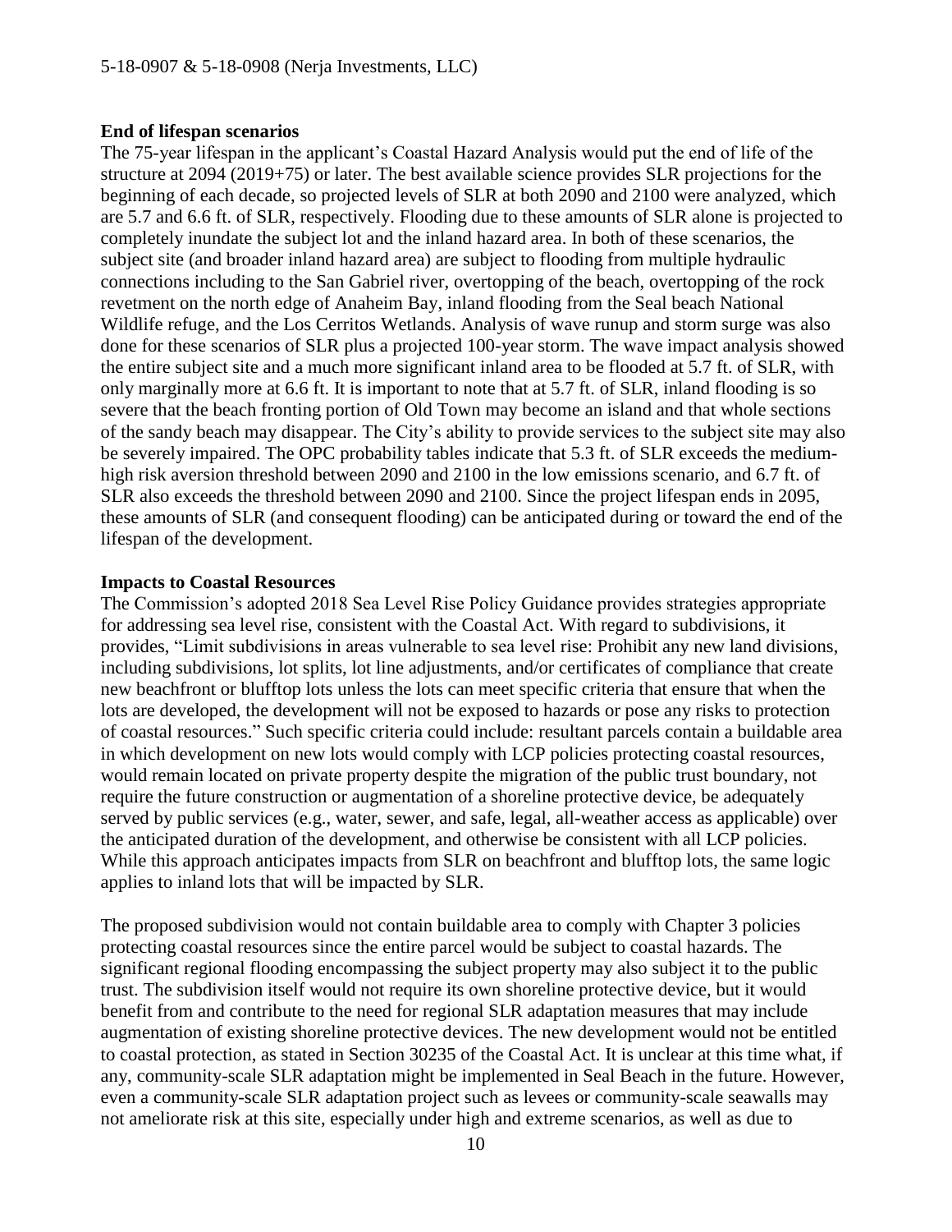**End of lifespan scenarios**

The 75-year lifespan in the applicant's Coastal Hazard Analysis would put the end of life of the structure at 2094 (2019+75) or later. The best available science provides SLR projections for the beginning of each decade, so projected levels of SLR at both 2090 and 2100 were analyzed, which are 5.7 and 6.6 ft. of SLR, respectively. Flooding due to these amounts of SLR alone is projected to completely inundate the subject lot and the inland hazard area. In both of these scenarios, the subject site (and broader inland hazard area) are subject to flooding from multiple hydraulic connections including to the San Gabriel river, overtopping of the beach, overtopping of the rock revetment on the north edge of Anaheim Bay, inland flooding from the Seal beach National Wildlife refuge, and the Los Cerritos Wetlands. Analysis of wave runup and storm surge was also done for these scenarios of SLR plus a projected 100-year storm. The wave impact analysis showed the entire subject site and a much more significant inland area to be flooded at 5.7 ft. of SLR, with only marginally more at 6.6 ft. It is important to note that at 5.7 ft. of SLR, inland flooding is so severe that the beach fronting portion of Old Town may become an island and that whole sections of the sandy beach may disappear. The City's ability to provide services to the subject site may also be severely impaired. The OPC probability tables indicate that 5.3 ft. of SLR exceeds the medium-high risk aversion threshold between 2090 and 2100 in the low emissions scenario, and 6.7 ft. of SLR also exceeds the threshold between 2090 and 2100. Since the project lifespan ends in 2095, these amounts of SLR (and consequent flooding) can be anticipated during or toward the end of the lifespan of the development.

**Impacts to Coastal Resources**

The Commission's adopted 2018 Sea Level Rise Policy Guidance provides strategies appropriate for addressing sea level rise, consistent with the Coastal Act. With regard to subdivisions, it provides, "Limit subdivisions in areas vulnerable to sea level rise: Prohibit any new land divisions, including subdivisions, lot splits, lot line adjustments, and/or certificates of compliance that create new beachfront or blufftop lots unless the lots can meet specific criteria that ensure that when the lots are developed, the development will not be exposed to hazards or pose any risks to protection of coastal resources." Such specific criteria could include: resultant parcels contain a buildable area in which development on new lots would comply with LCP policies protecting coastal resources, would remain located on private property despite the migration of the public trust boundary, not require the future construction or augmentation of a shoreline protective device, be adequately served by public services (e.g., water, sewer, and safe, legal, all-weather access as applicable) over the anticipated duration of the development, and otherwise be consistent with all LCP policies. While this approach anticipates impacts from SLR on beachfront and blufftop lots, the same logic applies to inland lots that will be impacted by SLR.

The proposed subdivision would not contain buildable area to comply with Chapter 3 policies protecting coastal resources since the entire parcel would be subject to coastal hazards. The significant regional flooding encompassing the subject property may also subject it to the public trust. The subdivision itself would not require its own shoreline protective device, but it would benefit from and contribute to the need for regional SLR adaptation measures that may include augmentation of existing shoreline protective devices. The new development would not be entitled to coastal protection, as stated in Section 30235 of the Coastal Act. It is unclear at this time what, if any, community-scale SLR adaptation might be implemented in Seal Beach in the future. However, even a community-scale SLR adaptation project such as levees or community-scale seawalls may not ameliorate risk at this site, especially under high and extreme scenarios, as well as due to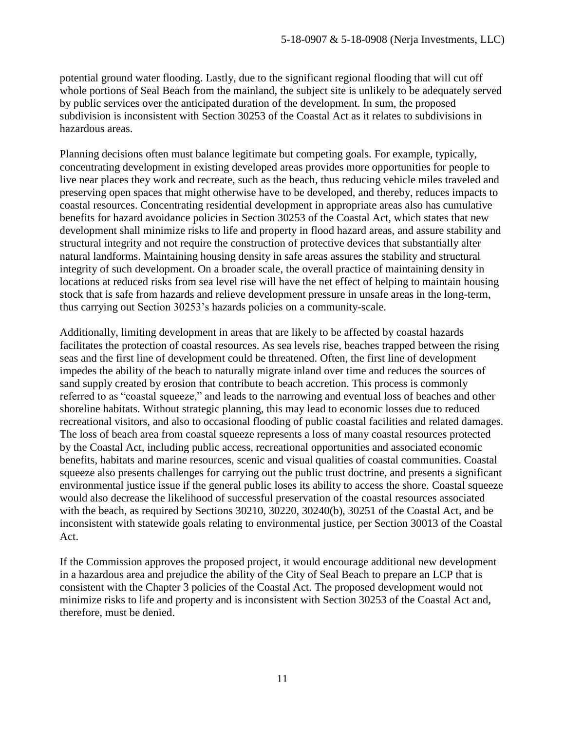potential ground water flooding. Lastly, due to the significant regional flooding that will cut off whole portions of Seal Beach from the mainland, the subject site is unlikely to be adequately served by public services over the anticipated duration of the development. In sum, the proposed subdivision is inconsistent with Section 30253 of the Coastal Act as it relates to subdivisions in hazardous areas.

Planning decisions often must balance legitimate but competing goals. For example, typically, concentrating development in existing developed areas provides more opportunities for people to live near places they work and recreate, such as the beach, thus reducing vehicle miles traveled and preserving open spaces that might otherwise have to be developed, and thereby, reduces impacts to coastal resources. Concentrating residential development in appropriate areas also has cumulative benefits for hazard avoidance policies in Section 30253 of the Coastal Act, which states that new development shall minimize risks to life and property in flood hazard areas, and assure stability and structural integrity and not require the construction of protective devices that substantially alter natural landforms. Maintaining housing density in safe areas assures the stability and structural integrity of such development. On a broader scale, the overall practice of maintaining density in locations at reduced risks from sea level rise will have the net effect of helping to maintain housing stock that is safe from hazards and relieve development pressure in unsafe areas in the long-term, thus carrying out Section 30253's hazards policies on a community-scale.

Additionally, limiting development in areas that are likely to be affected by coastal hazards facilitates the protection of coastal resources. As sea levels rise, beaches trapped between the rising seas and the first line of development could be threatened. Often, the first line of development impedes the ability of the beach to naturally migrate inland over time and reduces the sources of sand supply created by erosion that contribute to beach accretion. This process is commonly referred to as "coastal squeeze," and leads to the narrowing and eventual loss of beaches and other shoreline habitats. Without strategic planning, this may lead to economic losses due to reduced recreational visitors, and also to occasional flooding of public coastal facilities and related damages. The loss of beach area from coastal squeeze represents a loss of many coastal resources protected by the Coastal Act, including public access, recreational opportunities and associated economic benefits, habitats and marine resources, scenic and visual qualities of coastal communities. Coastal squeeze also presents challenges for carrying out the public trust doctrine, and presents a significant environmental justice issue if the general public loses its ability to access the shore. Coastal squeeze would also decrease the likelihood of successful preservation of the coastal resources associated with the beach, as required by Sections 30210, 30220, 30240(b), 30251 of the Coastal Act, and be inconsistent with statewide goals relating to environmental justice, per Section 30013 of the Coastal Act.

If the Commission approves the proposed project, it would encourage additional new development in a hazardous area and prejudice the ability of the City of Seal Beach to prepare an LCP that is consistent with the Chapter 3 policies of the Coastal Act. The proposed development would not minimize risks to life and property and is inconsistent with Section 30253 of the Coastal Act and, therefore, must be denied.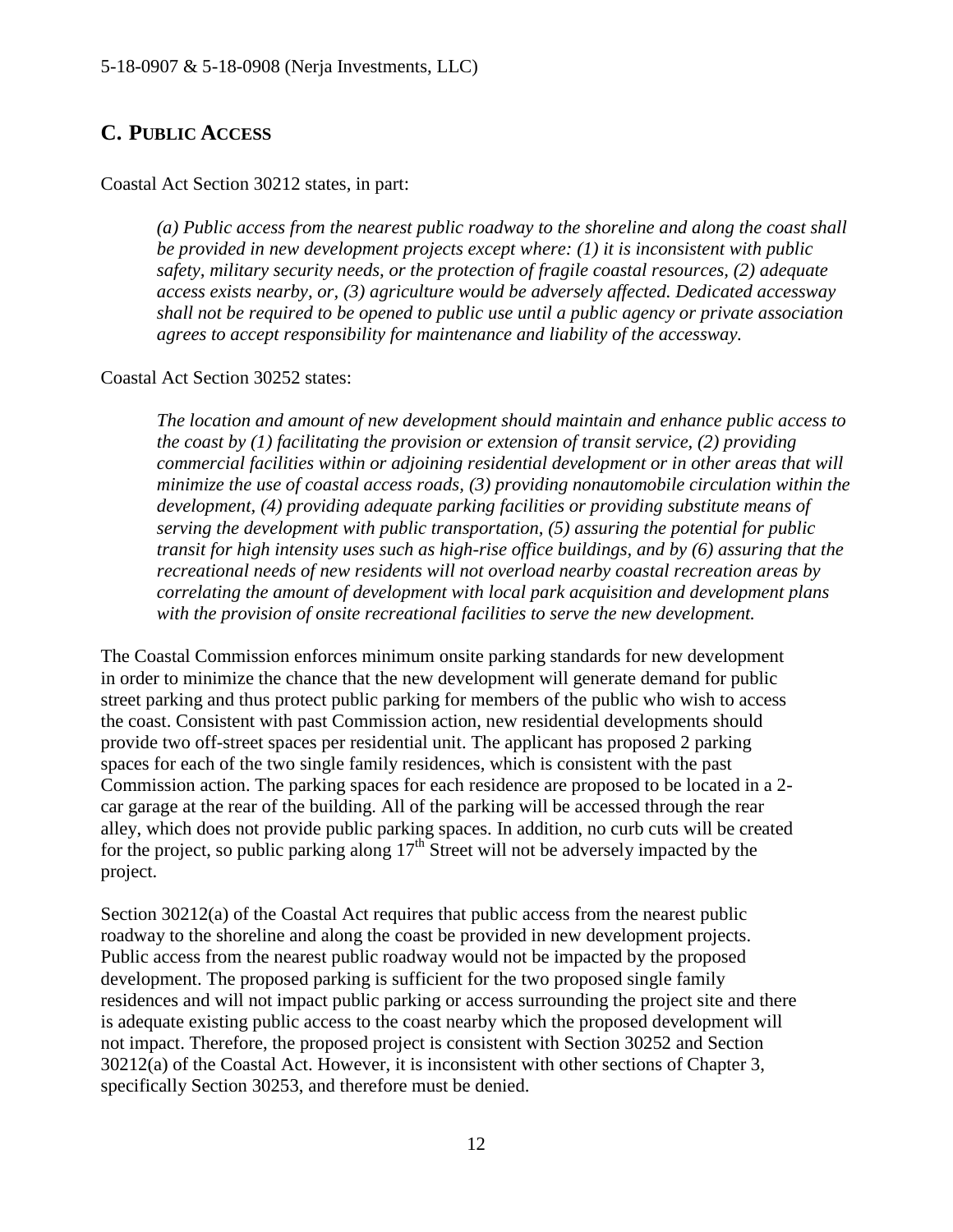## C. PUBLIC ACCESS

Coastal Act Section 30212 states, in part:

> *(a) Public access from the nearest public roadway to the shoreline and along the coast shall be provided in new development projects except where: (1) it is inconsistent with public safety, military security needs, or the protection of fragile coastal resources, (2) adequate access exists nearby, or, (3) agriculture would be adversely affected. Dedicated accessway shall not be required to be opened to public use until a public agency or private association agrees to accept responsibility for maintenance and liability of the accessway.*

Coastal Act Section 30252 states:

> *The location and amount of new development should maintain and enhance public access to the coast by (1) facilitating the provision or extension of transit service, (2) providing commercial facilities within or adjoining residential development or in other areas that will minimize the use of coastal access roads, (3) providing nonautomobile circulation within the development, (4) providing adequate parking facilities or providing substitute means of serving the development with public transportation, (5) assuring the potential for public transit for high intensity uses such as high-rise office buildings, and by (6) assuring that the recreational needs of new residents will not overload nearby coastal recreation areas by correlating the amount of development with local park acquisition and development plans with the provision of onsite recreational facilities to serve the new development.*

The Coastal Commission enforces minimum onsite parking standards for new development in order to minimize the chance that the new development will generate demand for public street parking and thus protect public parking for members of the public who wish to access the coast. Consistent with past Commission action, new residential developments should provide two off-street spaces per residential unit. The applicant has proposed 2 parking spaces for each of the two single family residences, which is consistent with the past Commission action. The parking spaces for each residence are proposed to be located in a 2-car garage at the rear of the building. All of the parking will be accessed through the rear alley, which does not provide public parking spaces. In addition, no curb cuts will be created for the project, so public parking along 17th Street will not be adversely impacted by the project.

Section 30212(a) of the Coastal Act requires that public access from the nearest public roadway to the shoreline and along the coast be provided in new development projects. Public access from the nearest public roadway would not be impacted by the proposed development. The proposed parking is sufficient for the two proposed single family residences and will not impact public parking or access surrounding the project site and there is adequate existing public access to the coast nearby which the proposed development will not impact. Therefore, the proposed project is consistent with Section 30252 and Section 30212(a) of the Coastal Act. However, it is inconsistent with other sections of Chapter 3, specifically Section 30253, and therefore must be denied.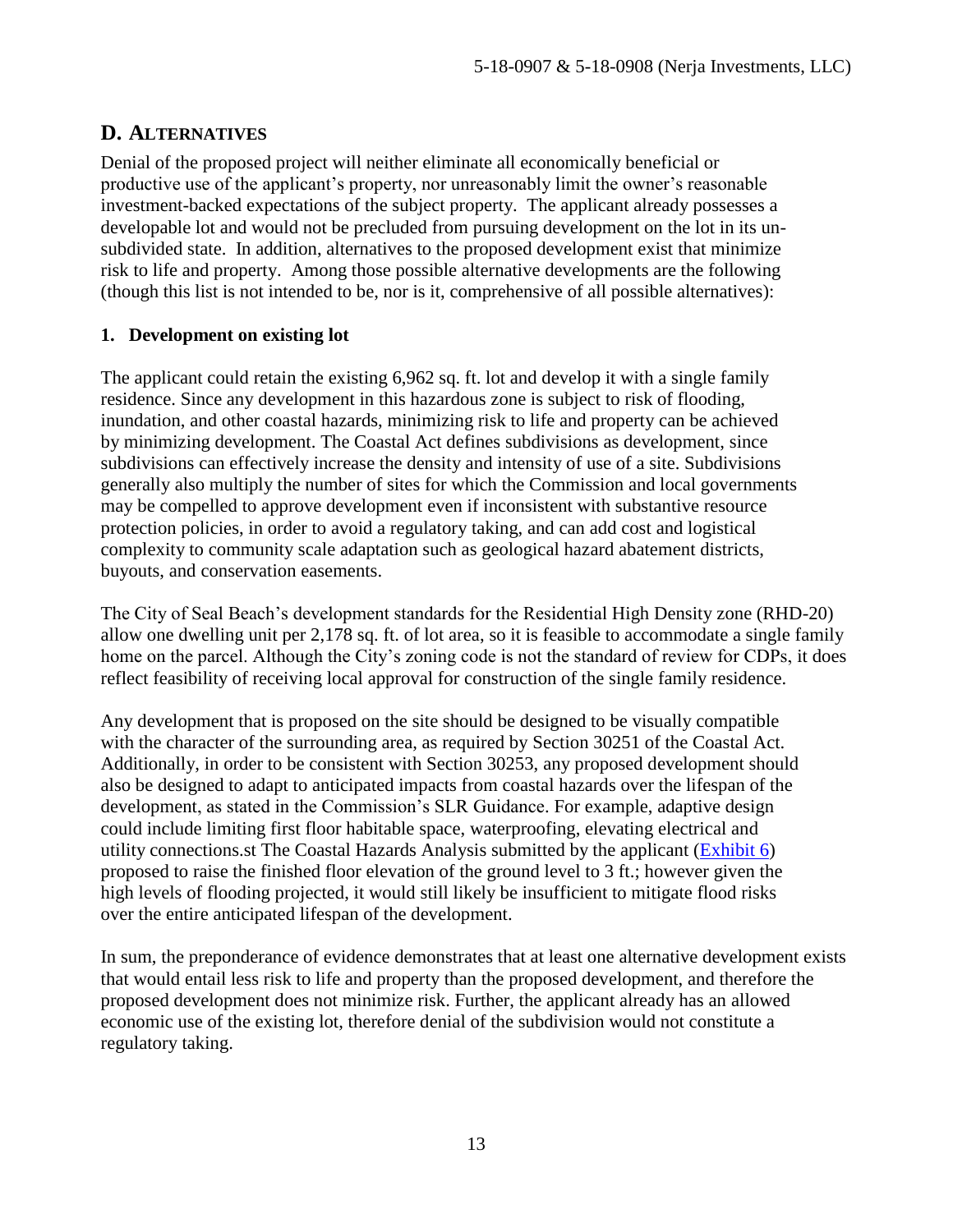## D. ALTERNATIVES

Denial of the proposed project will neither eliminate all economically beneficial or productive use of the applicant's property, nor unreasonably limit the owner's reasonable investment-backed expectations of the subject property. The applicant already possesses a developable lot and would not be precluded from pursuing development on the lot in its un-subdivided state. In addition, alternatives to the proposed development exist that minimize risk to life and property. Among those possible alternative developments are the following (though this list is not intended to be, nor is it, comprehensive of all possible alternatives):

### 1. Development on existing lot

The applicant could retain the existing 6,962 sq. ft. lot and develop it with a single family residence. Since any development in this hazardous zone is subject to risk of flooding, inundation, and other coastal hazards, minimizing risk to life and property can be achieved by minimizing development. The Coastal Act defines subdivisions as development, since subdivisions can effectively increase the density and intensity of use of a site. Subdivisions generally also multiply the number of sites for which the Commission and local governments may be compelled to approve development even if inconsistent with substantive resource protection policies, in order to avoid a regulatory taking, and can add cost and logistical complexity to community scale adaptation such as geological hazard abatement districts, buyouts, and conservation easements.

The City of Seal Beach's development standards for the Residential High Density zone (RHD-20) allow one dwelling unit per 2,178 sq. ft. of lot area, so it is feasible to accommodate a single family home on the parcel. Although the City's zoning code is not the standard of review for CDPs, it does reflect feasibility of receiving local approval for construction of the single family residence.

Any development that is proposed on the site should be designed to be visually compatible with the character of the surrounding area, as required by Section 30251 of the Coastal Act. Additionally, in order to be consistent with Section 30253, any proposed development should also be designed to adapt to anticipated impacts from coastal hazards over the lifespan of the development, as stated in the Commission's SLR Guidance. For example, adaptive design could include limiting first floor habitable space, waterproofing, elevating electrical and utility connections.st The Coastal Hazards Analysis submitted by the applicant (Exhibit 6) proposed to raise the finished floor elevation of the ground level to 3 ft.; however given the high levels of flooding projected, it would still likely be insufficient to mitigate flood risks over the entire anticipated lifespan of the development.

In sum, the preponderance of evidence demonstrates that at least one alternative development exists that would entail less risk to life and property than the proposed development, and therefore the proposed development does not minimize risk. Further, the applicant already has an allowed economic use of the existing lot, therefore denial of the subdivision would not constitute a regulatory taking.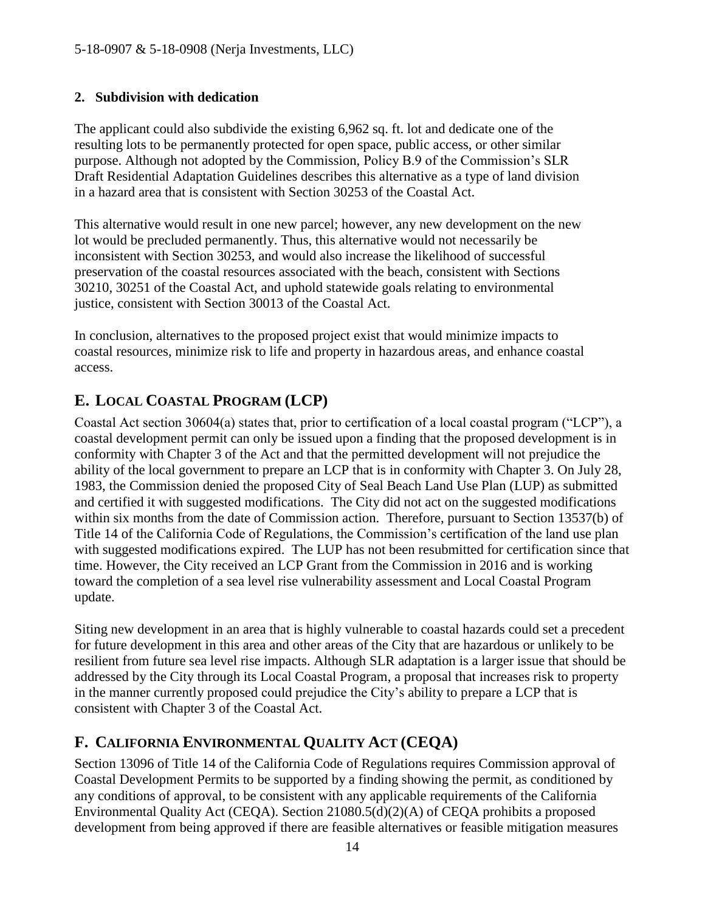### 2. Subdivision with dedication

The applicant could also subdivide the existing 6,962 sq. ft. lot and dedicate one of the resulting lots to be permanently protected for open space, public access, or other similar purpose. Although not adopted by the Commission, Policy B.9 of the Commission's SLR Draft Residential Adaptation Guidelines describes this alternative as a type of land division in a hazard area that is consistent with Section 30253 of the Coastal Act.

This alternative would result in one new parcel; however, any new development on the new lot would be precluded permanently. Thus, this alternative would not necessarily be inconsistent with Section 30253, and would also increase the likelihood of successful preservation of the coastal resources associated with the beach, consistent with Sections 30210, 30251 of the Coastal Act, and uphold statewide goals relating to environmental justice, consistent with Section 30013 of the Coastal Act.

In conclusion, alternatives to the proposed project exist that would minimize impacts to coastal resources, minimize risk to life and property in hazardous areas, and enhance coastal access.

## E. LOCAL COASTAL PROGRAM (LCP)

Coastal Act section 30604(a) states that, prior to certification of a local coastal program ("LCP"), a coastal development permit can only be issued upon a finding that the proposed development is in conformity with Chapter 3 of the Act and that the permitted development will not prejudice the ability of the local government to prepare an LCP that is in conformity with Chapter 3. On July 28, 1983, the Commission denied the proposed City of Seal Beach Land Use Plan (LUP) as submitted and certified it with suggested modifications. The City did not act on the suggested modifications within six months from the date of Commission action. Therefore, pursuant to Section 13537(b) of Title 14 of the California Code of Regulations, the Commission's certification of the land use plan with suggested modifications expired. The LUP has not been resubmitted for certification since that time. However, the City received an LCP Grant from the Commission in 2016 and is working toward the completion of a sea level rise vulnerability assessment and Local Coastal Program update.

Siting new development in an area that is highly vulnerable to coastal hazards could set a precedent for future development in this area and other areas of the City that are hazardous or unlikely to be resilient from future sea level rise impacts. Although SLR adaptation is a larger issue that should be addressed by the City through its Local Coastal Program, a proposal that increases risk to property in the manner currently proposed could prejudice the City's ability to prepare a LCP that is consistent with Chapter 3 of the Coastal Act.

## F. CALIFORNIA ENVIRONMENTAL QUALITY ACT (CEQA)

Section 13096 of Title 14 of the California Code of Regulations requires Commission approval of Coastal Development Permits to be supported by a finding showing the permit, as conditioned by any conditions of approval, to be consistent with any applicable requirements of the California Environmental Quality Act (CEQA). Section 21080.5(d)(2)(A) of CEQA prohibits a proposed development from being approved if there are feasible alternatives or feasible mitigation measures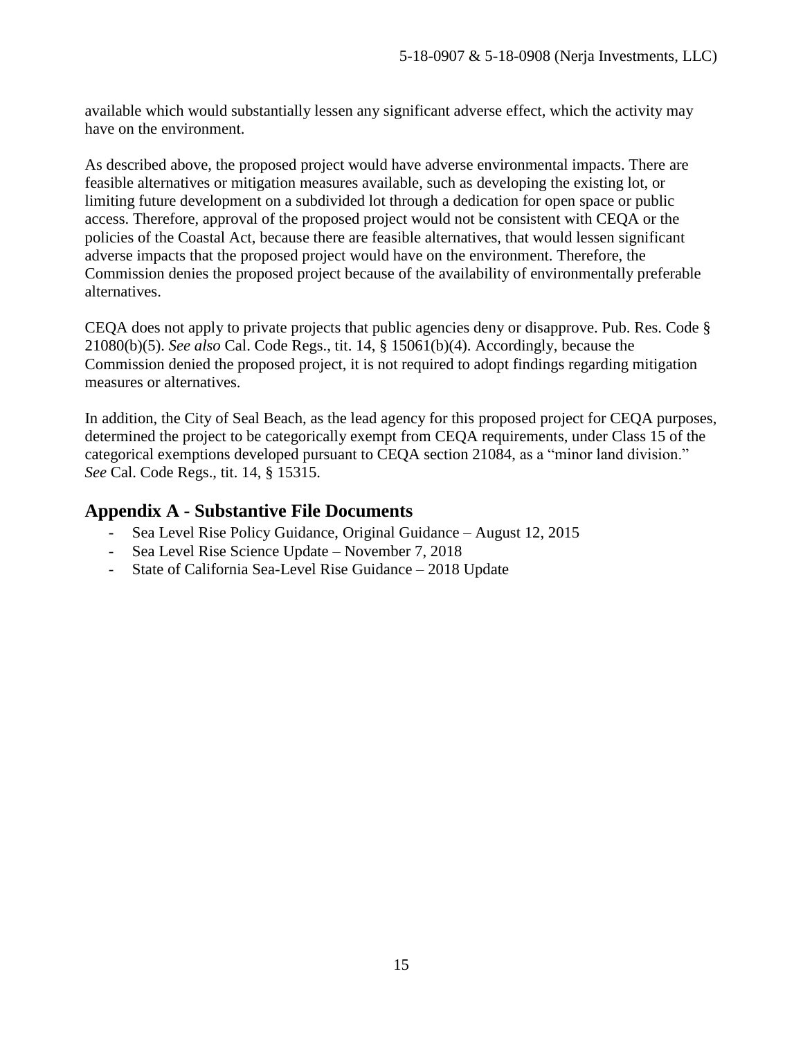available which would substantially lessen any significant adverse effect, which the activity may have on the environment.

As described above, the proposed project would have adverse environmental impacts. There are feasible alternatives or mitigation measures available, such as developing the existing lot, or limiting future development on a subdivided lot through a dedication for open space or public access. Therefore, approval of the proposed project would not be consistent with CEQA or the policies of the Coastal Act, because there are feasible alternatives, that would lessen significant adverse impacts that the proposed project would have on the environment. Therefore, the Commission denies the proposed project because of the availability of environmentally preferable alternatives.

CEQA does not apply to private projects that public agencies deny or disapprove. Pub. Res. Code § 21080(b)(5). *See also* Cal. Code Regs., tit. 14, § 15061(b)(4). Accordingly, because the Commission denied the proposed project, it is not required to adopt findings regarding mitigation measures or alternatives.

In addition, the City of Seal Beach, as the lead agency for this proposed project for CEQA purposes, determined the project to be categorically exempt from CEQA requirements, under Class 15 of the categorical exemptions developed pursuant to CEQA section 21084, as a "minor land division." *See* Cal. Code Regs., tit. 14, § 15315.

## Appendix A - Substantive File Documents

- Sea Level Rise Policy Guidance, Original Guidance – August 12, 2015
- Sea Level Rise Science Update – November 7, 2018
- State of California Sea-Level Rise Guidance – 2018 Update